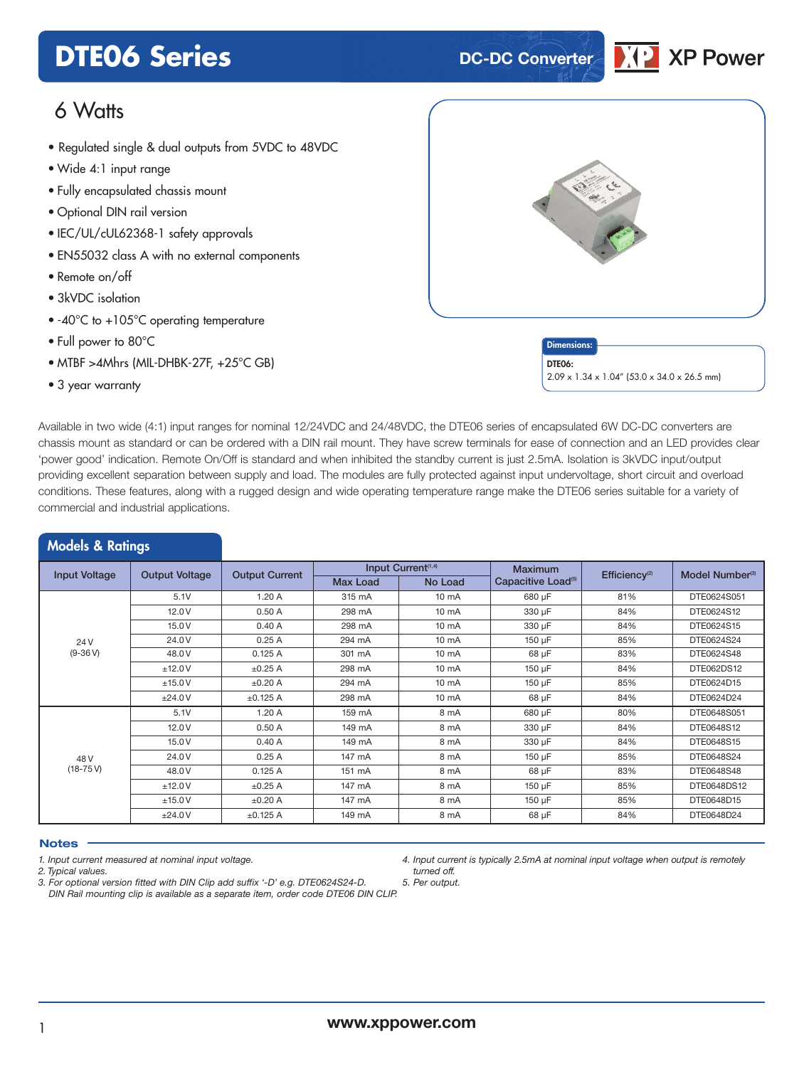# DTE06 Series

DC-DC Converter

XP Power

## 6 Watts

- Regulated single & dual outputs from 5VDC to 48VDC
- Wide 4:1 input range
- Fully encapsulated chassis mount
- Optional DIN rail version
- IEC/UL/cUL62368-1 safety approvals
- EN55032 class A with no external components
- Remote on/off
- 3kVDC isolation
- -40°C to +105°C operating temperature
- Full power to 80°C
- MTBF >4Mhrs (MIL-DHBK-27F, +25°C GB)
- 3 year warranty

**Dimensions:**

**DTE06:**
2.09 x 1.34 x 1.04" (53.0 x 34.0 x 26.5 mm)

Available in two wide (4:1) input ranges for nominal 12/24VDC and 24/48VDC, the DTE06 series of encapsulated 6W DC-DC converters are chassis mount as standard or can be ordered with a DIN rail mount. They have screw terminals for ease of connection and an LED provides clear 'power good' indication. Remote On/Off is standard and when inhibited the standby current is just 2.5mA. Isolation is 3kVDC input/output providing excellent separation between supply and load. The modules are fully protected against input undervoltage, short circuit and overload conditions. These features, along with a rugged design and wide operating temperature range make the DTE06 series suitable for a variety of commercial and industrial applications.

## Models & Ratings

| Input Voltage | Output Voltage | Output Current | Input Current[1,4] | | Maximum Capacitive Load[5] | Efficiency[2] | Model Number[3] |
|---|---|---|---|---|---|---|---|
| | | | Max Load | No Load | | | |
| 24 V (9-36 V) | 5.1V | 1.20 A | 315 mA | 10 mA | 680 µF | 81% | DTE0624S051 |
| | 12.0 V | 0.50 A | 298 mA | 10 mA | 330 µF | 84% | DTE0624S12 |
| | 15.0 V | 0.40 A | 298 mA | 10 mA | 330 µF | 84% | DTE0624S15 |
| | 24.0 V | 0.25 A | 294 mA | 10 mA | 150 µF | 85% | DTE0624S24 |
| | 48.0 V | 0.125 A | 301 mA | 10 mA | 68 µF | 83% | DTE0624S48 |
| | ±12.0 V | ±0.25 A | 298 mA | 10 mA | 150 µF | 84% | DTE062DS12 |
| | ±15.0 V | ±0.20 A | 294 mA | 10 mA | 150 µF | 85% | DTE0624D15 |
| | ±24.0 V | ±0.125 A | 298 mA | 10 mA | 68 µF | 84% | DTE0624D24 |
| 48 V (18-75 V) | 5.1V | 1.20 A | 159 mA | 8 mA | 680 µF | 80% | DTE0648S051 |
| | 12.0 V | 0.50 A | 149 mA | 8 mA | 330 µF | 84% | DTE0648S12 |
| | 15.0 V | 0.40 A | 149 mA | 8 mA | 330 µF | 84% | DTE0648S15 |
| | 24.0 V | 0.25 A | 147 mA | 8 mA | 150 µF | 85% | DTE0648S24 |
| | 48.0 V | 0.125 A | 151 mA | 8 mA | 68 µF | 83% | DTE0648S48 |
| | ±12.0 V | ±0.25 A | 147 mA | 8 mA | 150 µF | 85% | DTE0648DS12 |
| | ±15.0 V | ±0.20 A | 147 mA | 8 mA | 150 µF | 85% | DTE0648D15 |
| | ±24.0 V | ±0.125 A | 149 mA | 8 mA | 68 µF | 84% | DTE0648D24 |

### Notes

*1. Input current measured at nominal input voltage.*
*2. Typical values.*
*3. For optional version fitted with DIN Clip add suffix '-D' e.g. DTE0624S24-D. DIN Rail mounting clip is available as a separate item, order code DTE06 DIN CLIP.*
*4. Input current is typically 2.5mA at nominal input voltage when output is remotely turned off.*
*5. Per output.*

www.xppower.com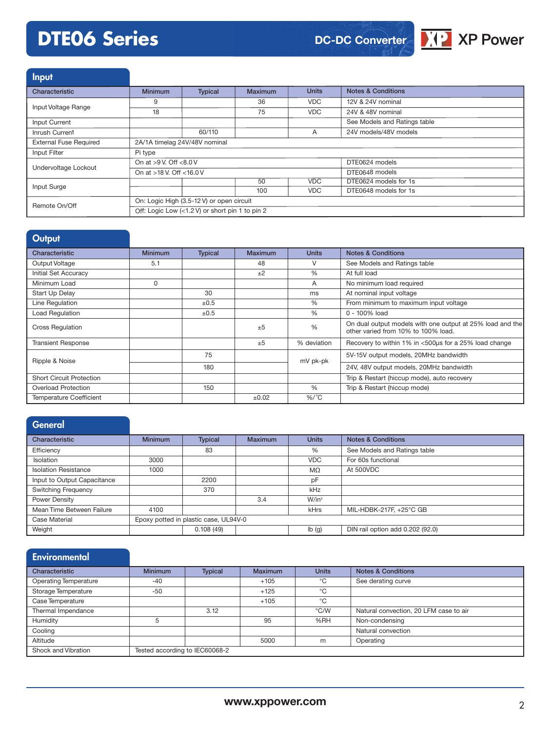# DTE06 Series

DC-DC Converter

## Input

| Characteristic | Minimum | Typical | Maximum | Units | Notes & Conditions |
|---|---|---|---|---|---|
| Input Voltage Range | 9 | | 36 | VDC | 12V & 24V nominal |
| | 18 | | 75 | VDC | 24V & 48V nominal |
| Input Current | | | | | See Models and Ratings table |
| Inrush Current | | 60/110 | | A | 24V models/48V models |
| External Fuse Required | 2A/1A timelag 24V/48V nominal | | | | |
| Input Filter | Pi type | | | | |
| Undervoltage Lockout | On at >9 V. Off <8.0 V | | | | DTE0624 models |
| | On at >18 V. Off <16.0 V | | | | DTE0648 models |
| Input Surge | | | 50 | VDC | DTE0624 models for 1s |
| | | | 100 | VDC | DTE0648 models for 1s |
| Remote On/Off | On: Logic High (3.5-12 V) or open circuit | | | | |
| | Off: Logic Low (<1.2 V) or short pin 1 to pin 2 | | | | |

## Output

| Characteristic | Minimum | Typical | Maximum | Units | Notes & Conditions |
|---|---|---|---|---|---|
| Output Voltage | 5.1 | | 48 | V | See Models and Ratings table |
| Initial Set Accuracy | | | ±2 | % | At full load |
| Minimum Load | 0 | | | A | No minimum load required |
| Start Up Delay | | 30 | | ms | At nominal input voltage |
| Line Regulation | | ±0.5 | | % | From minimum to maximum input voltage |
| Load Regulation | | ±0.5 | | % | 0 - 100% load |
| Cross Regulation | | | ±5 | % | On dual output models with one output at 25% load and the other varied from 10% to 100% load. |
| Transient Response | | | ±5 | % deviation | Recovery to within 1% in <500µs for a 25% load change |
| Ripple & Noise | | 75 | | mV pk-pk | 5V-15V output models, 20MHz bandwidth |
| | | 180 | | | 24V, 48V output models, 20MHz bandwidth |
| Short Circuit Protection | | | | | Trip & Restart (hiccup mode), auto recovery |
| Overload Protection | | 150 | | % | Trip & Restart (hiccup mode) |
| Temperature Coefficient | | | ±0.02 | %/°C | |

## General

| Characteristic | Minimum | Typical | Maximum | Units | Notes & Conditions |
|---|---|---|---|---|---|
| Efficiency | | 83 | | % | See Models and Ratings table |
| Isolation | 3000 | | | VDC | For 60s functional |
| Isolation Resistance | 1000 | | | MΩ | At 500VDC |
| Input to Output Capacitance | | 2200 | | pF | |
| Switching Frequency | | 370 | | kHz | |
| Power Density | | | 3.4 | W/in³ | |
| Mean Time Between Failure | 4100 | | | kHrs | MIL-HDBK-217F, +25°C GB |
| Case Material | Epoxy potted in plastic case, UL94V-0 | | | | |
| Weight | | 0.108 (49) | | lb (g) | DIN rail option add 0.202 (92.0) |

## Environmental

| Characteristic | Minimum | Typical | Maximum | Units | Notes & Conditions |
|---|---|---|---|---|---|
| Operating Temperature | -40 | | +105 | °C | See derating curve |
| Storage Temperature | -50 | | +125 | °C | |
| Case Temperature | | | +105 | °C | |
| Thermal Impendance | | 3.12 | | °C/W | Natural convection, 20 LFM case to air |
| Humidity | 5 | | 95 | %RH | Non-condensing |
| Cooling | | | | | Natural convection |
| Altitude | | | 5000 | m | Operating |
| Shock and Vibration | Tested according to IEC60068-2 | | | | |

www.xppower.com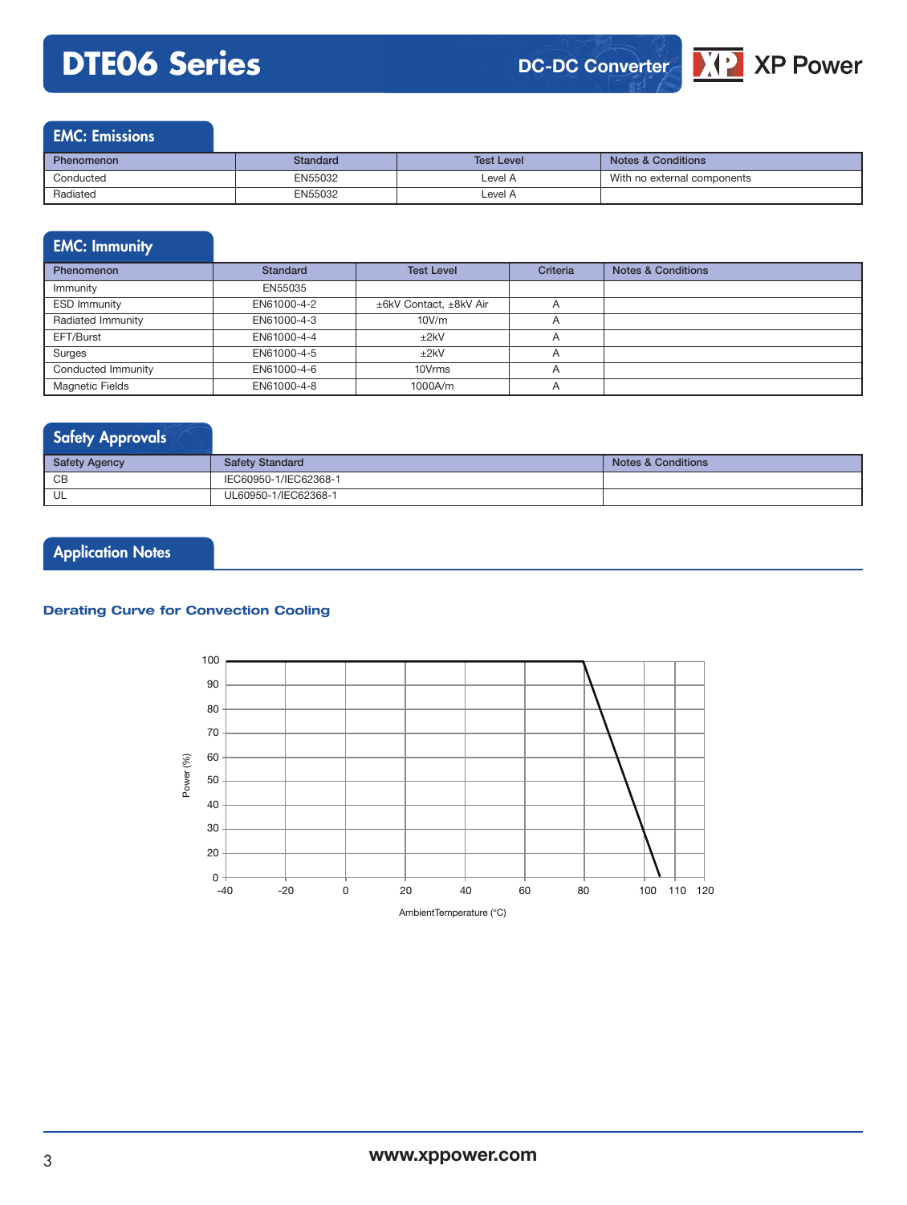## EMC: Emissions

| Phenomenon | Standard | Test Level | Notes & Conditions |
|---|---|---|---|
| Conducted | EN55032 | Level A | With no external components |
| Radiated | EN55032 | Level A | |

## EMC: Immunity

| Phenomenon | Standard | Test Level | Criteria | Notes & Conditions |
|---|---|---|---|---|
| Immunity | EN55035 | | | |
| ESD Immunity | EN61000-4-2 | ±6kV Contact, ±8kV Air | A | |
| Radiated Immunity | EN61000-4-3 | 10V/m | A | |
| EFT/Burst | EN61000-4-4 | ±2kV | A | |
| Surges | EN61000-4-5 | ±2kV | A | |
| Conducted Immunity | EN61000-4-6 | 10Vrms | A | |
| Magnetic Fields | EN61000-4-8 | 1000A/m | A | |

## Safety Approvals

| Safety Agency | Safety Standard | Notes & Conditions |
|---|---|---|
| CB | IEC60950-1/IEC62368-1 | |
| UL | UL60950-1/IEC62368-1 | |

## Application Notes

### Derating Curve for Convection Cooling

Power (%): 0, 10, 20, 30, 40, 50, 60, 70, 80, 90, 100

AmbientTemperature (°C): -40, -20, 0, 20, 40, 60, 80, 100, 110, 120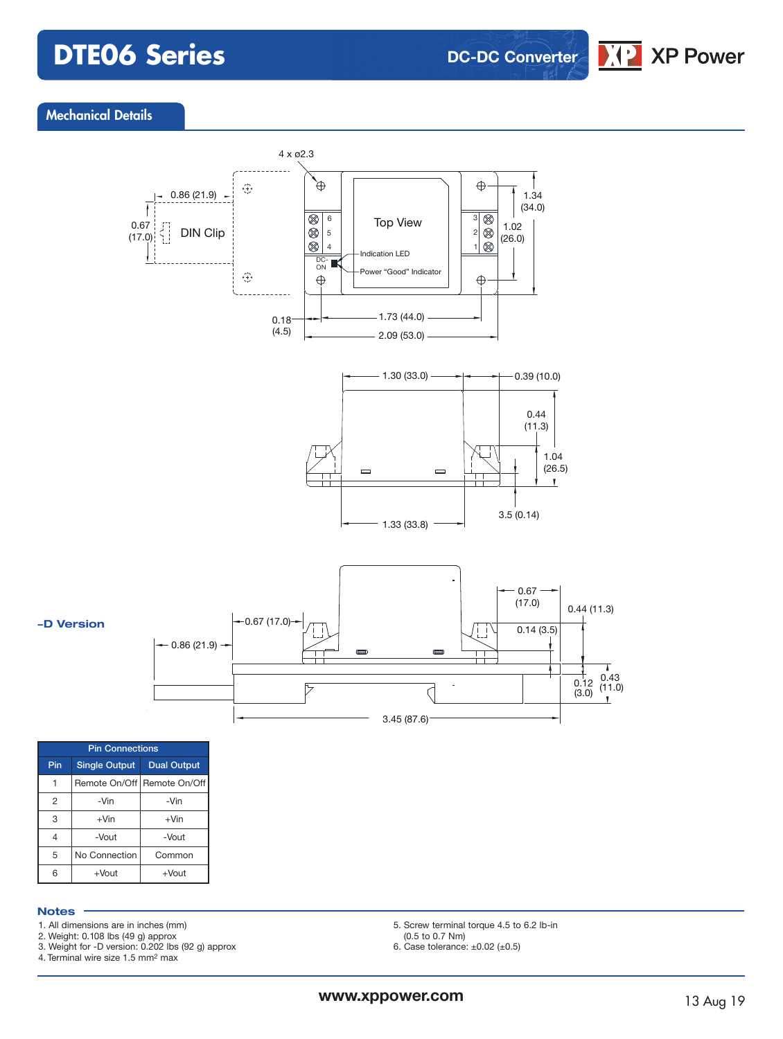## Mechanical Details

4 x ø2.3

0.86 (21.9)

0.67 (17.0)

DIN Clip

Top View

6
5
4

3
2
1

DC-ON

Indication LED

Power "Good" Indicator

1.34 (34.0)

1.02 (26.0)

0.18 (4.5)

1.73 (44.0)

2.09 (53.0)

1.30 (33.0)

0.39 (10.0)

0.44 (11.3)

1.04 (26.5)

3.5 (0.14)

1.33 (33.8)

**-D Version**

0.67 (17.0)

0.86 (21.9)

0.67 (17.0)

0.44 (11.3)

0.14 (3.5)

0.43 (11.0)

0.12 (3.0)

3.45 (87.6)

| Pin Connections | | |
|---|---|---|
| Pin | Single Output | Dual Output |
| 1 | Remote On/Off | Remote On/Off |
| 2 | -Vin | -Vin |
| 3 | +Vin | +Vin |
| 4 | -Vout | -Vout |
| 5 | No Connection | Common |
| 6 | +Vout | +Vout |

### Notes

1. All dimensions are in inches (mm)
2. Weight: 0.108 lbs (49 g) approx
3. Weight for -D version: 0.202 lbs (92 g) approx
4. Terminal wire size 1.5 $mm^2$ max
5. Screw terminal torque 4.5 to 6.2 lb-in (0.5 to 0.7 Nm)
6. Case tolerance: ±0.02 (±0.5)